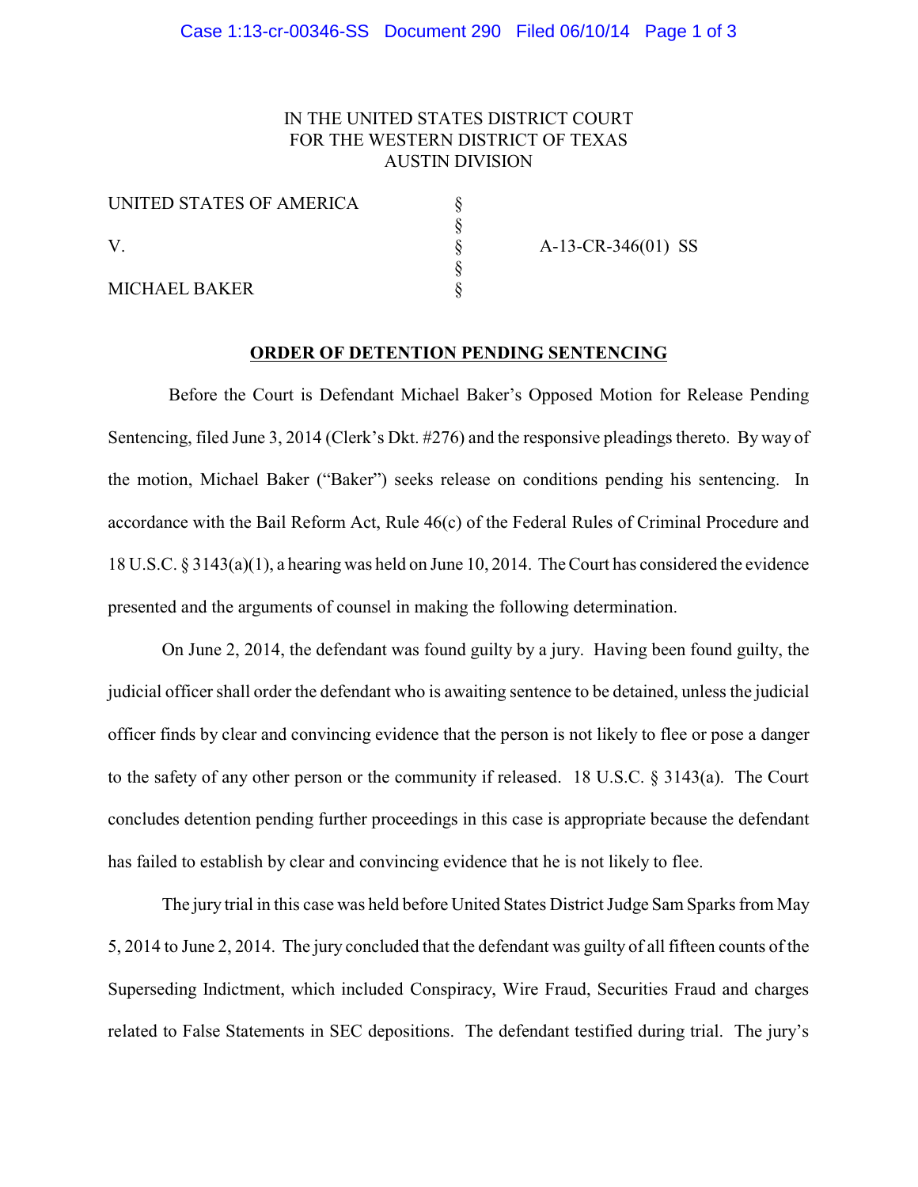IN THE UNITED STATES DISTRICT COURT
FOR THE WESTERN DISTRICT OF TEXAS
AUSTIN DIVISION

| | | |
|---|---|---|
| UNITED STATES OF AMERICA | § | |
| | § | |
| V. | § | A-13-CR-346(01) SS |
| | § | |
| MICHAEL BAKER | § | |

**ORDER OF DETENTION PENDING SENTENCING**

Before the Court is Defendant Michael Baker's Opposed Motion for Release Pending Sentencing, filed June 3, 2014 (Clerk's Dkt. #276) and the responsive pleadings thereto. By way of the motion, Michael Baker ("Baker") seeks release on conditions pending his sentencing. In accordance with the Bail Reform Act, Rule 46(c) of the Federal Rules of Criminal Procedure and 18 U.S.C. § 3143(a)(1), a hearing was held on June 10, 2014. The Court has considered the evidence presented and the arguments of counsel in making the following determination.

On June 2, 2014, the defendant was found guilty by a jury. Having been found guilty, the judicial officer shall order the defendant who is awaiting sentence to be detained, unless the judicial officer finds by clear and convincing evidence that the person is not likely to flee or pose a danger to the safety of any other person or the community if released. 18 U.S.C. § 3143(a). The Court concludes detention pending further proceedings in this case is appropriate because the defendant has failed to establish by clear and convincing evidence that he is not likely to flee.

The jury trial in this case was held before United States District Judge Sam Sparks from May 5, 2014 to June 2, 2014. The jury concluded that the defendant was guilty of all fifteen counts of the Superseding Indictment, which included Conspiracy, Wire Fraud, Securities Fraud and charges related to False Statements in SEC depositions. The defendant testified during trial. The jury's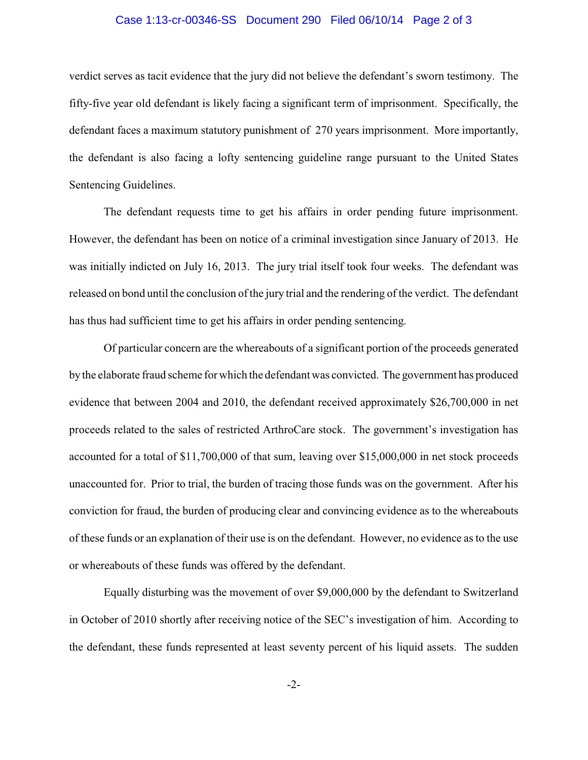verdict serves as tacit evidence that the jury did not believe the defendant's sworn testimony. The fifty-five year old defendant is likely facing a significant term of imprisonment. Specifically, the defendant faces a maximum statutory punishment of 270 years imprisonment. More importantly, the defendant is also facing a lofty sentencing guideline range pursuant to the United States Sentencing Guidelines.

The defendant requests time to get his affairs in order pending future imprisonment. However, the defendant has been on notice of a criminal investigation since January of 2013. He was initially indicted on July 16, 2013. The jury trial itself took four weeks. The defendant was released on bond until the conclusion of the jury trial and the rendering of the verdict. The defendant has thus had sufficient time to get his affairs in order pending sentencing.

Of particular concern are the whereabouts of a significant portion of the proceeds generated by the elaborate fraud scheme for which the defendant was convicted. The government has produced evidence that between 2004 and 2010, the defendant received approximately $26,700,000 in net proceeds related to the sales of restricted ArthroCare stock. The government's investigation has accounted for a total of $11,700,000 of that sum, leaving over $15,000,000 in net stock proceeds unaccounted for. Prior to trial, the burden of tracing those funds was on the government. After his conviction for fraud, the burden of producing clear and convincing evidence as to the whereabouts of these funds or an explanation of their use is on the defendant. However, no evidence as to the use or whereabouts of these funds was offered by the defendant.

Equally disturbing was the movement of over $9,000,000 by the defendant to Switzerland in October of 2010 shortly after receiving notice of the SEC's investigation of him. According to the defendant, these funds represented at least seventy percent of his liquid assets. The sudden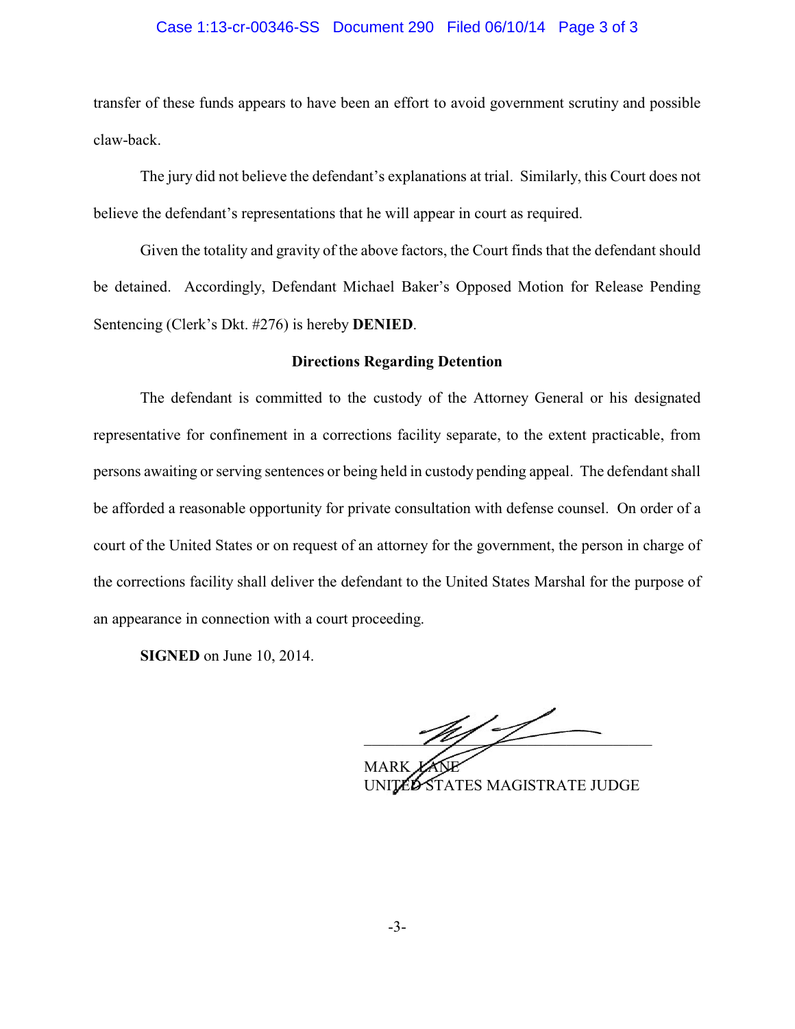transfer of these funds appears to have been an effort to avoid government scrutiny and possible claw-back.

The jury did not believe the defendant's explanations at trial. Similarly, this Court does not believe the defendant's representations that he will appear in court as required.

Given the totality and gravity of the above factors, the Court finds that the defendant should be detained. Accordingly, Defendant Michael Baker's Opposed Motion for Release Pending Sentencing (Clerk's Dkt. #276) is hereby **DENIED**.

**Directions Regarding Detention**

The defendant is committed to the custody of the Attorney General or his designated representative for confinement in a corrections facility separate, to the extent practicable, from persons awaiting or serving sentences or being held in custody pending appeal. The defendant shall be afforded a reasonable opportunity for private consultation with defense counsel. On order of a court of the United States or on request of an attorney for the government, the person in charge of the corrections facility shall deliver the defendant to the United States Marshal for the purpose of an appearance in connection with a court proceeding.

**SIGNED** on June 10, 2014.

MARK LANE
UNITED STATES MAGISTRATE JUDGE